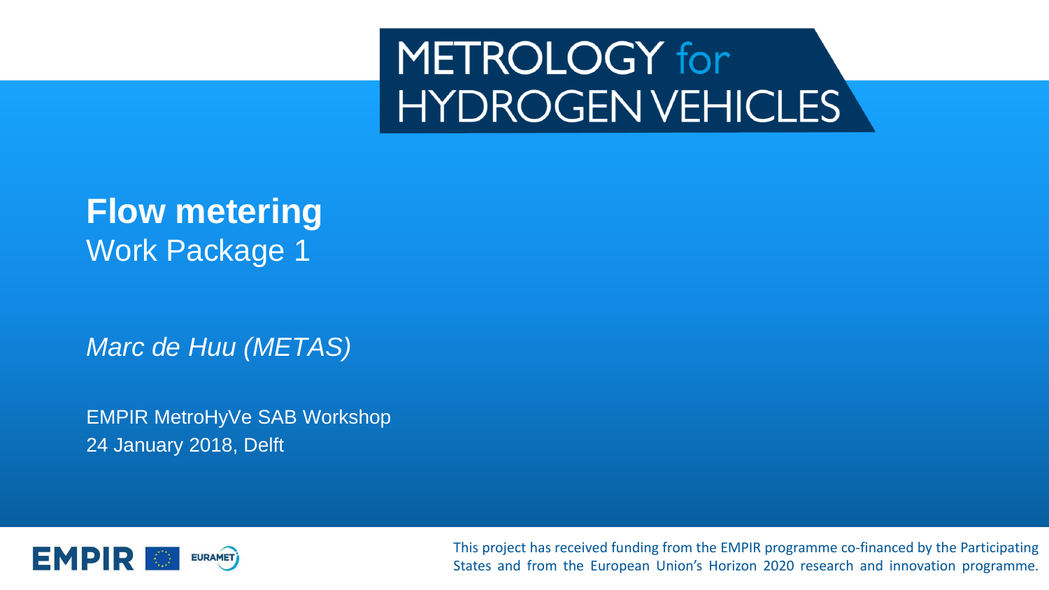# METROLOGY for HYDROGEN VEHICLES

## Flow metering

Work Package 1

*Marc de Huu (METAS)*

EMPIR MetroHyVe SAB Workshop
24 January 2018, Delft

EMPIR EURAMET

This project has received funding from the EMPIR programme co-financed by the Participating States and from the European Union's Horizon 2020 research and innovation programme.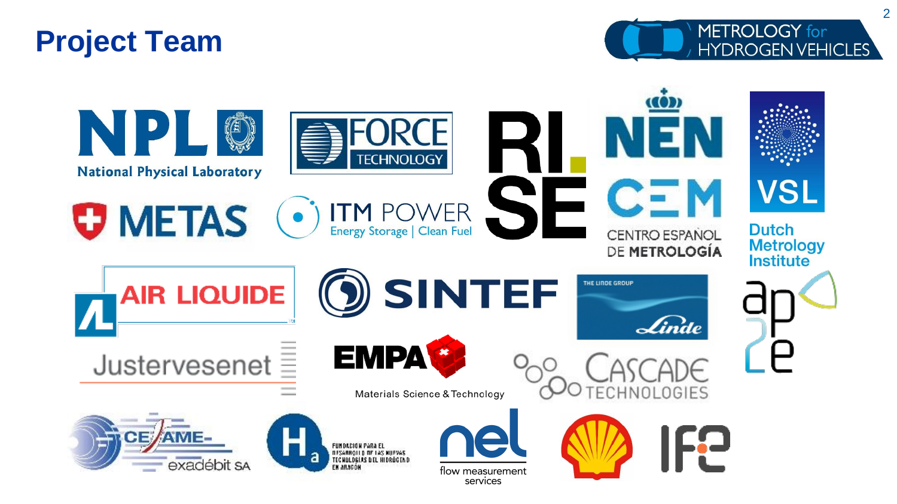# Project Team

METROLOGY for HYDROGEN VEHICLES

NPL National Physical Laboratory

FORCE TECHNOLOGY

RI. SE

NEN

CEM CENTRO ESPAÑOL DE METROLOGÍA

VSL Dutch Metrology Institute

METAS

ITM POWER Energy Storage | Clean Fuel

AIR LIQUIDE

SINTEF

THE LINDE GROUP Linde

ap2e

Justervesenet

EMPA Materials Science & Technology

CASCADE TECHNOLOGIES

CESAME-exadébit SA

Ha FUNDACION PARA EL DESARROLLO DE LAS NUEVAS TECNOLOGIAS DEL HIDRÓGENO EN ARAGÓN

nel flow measurement services

Shell

IFE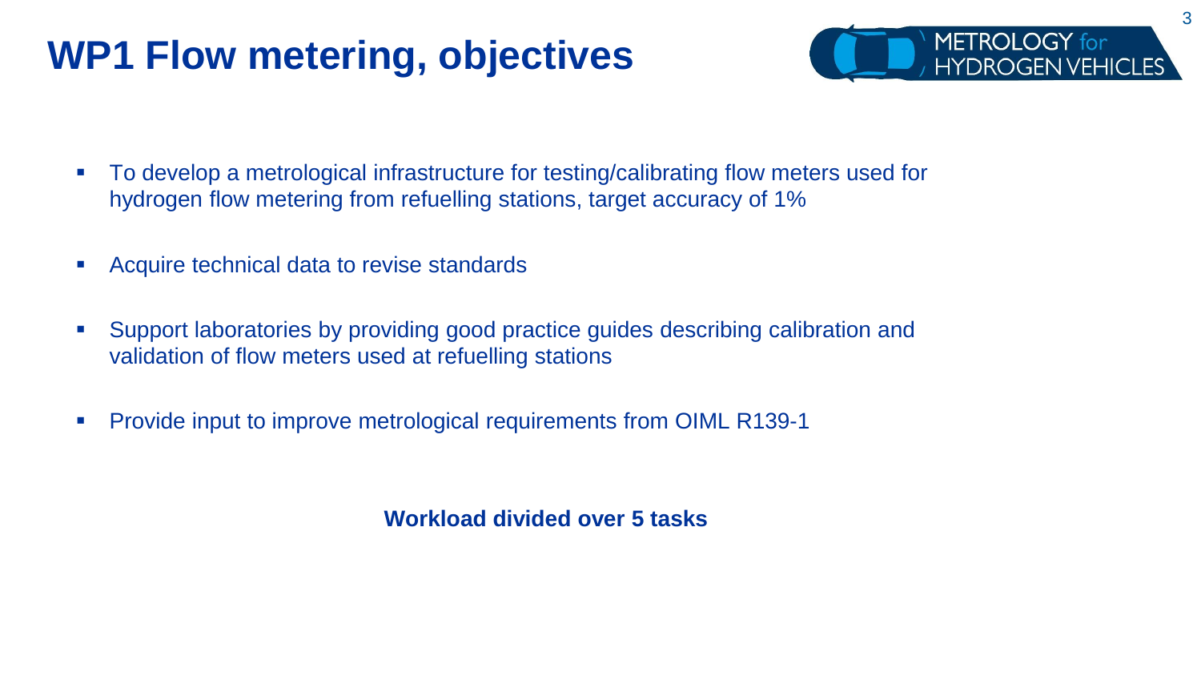# WP1 Flow metering, objectives

- To develop a metrological infrastructure for testing/calibrating flow meters used for hydrogen flow metering from refuelling stations, target accuracy of 1%
- Acquire technical data to revise standards
- Support laboratories by providing good practice guides describing calibration and validation of flow meters used at refuelling stations
- Provide input to improve metrological requirements from OIML R139-1

**Workload divided over 5 tasks**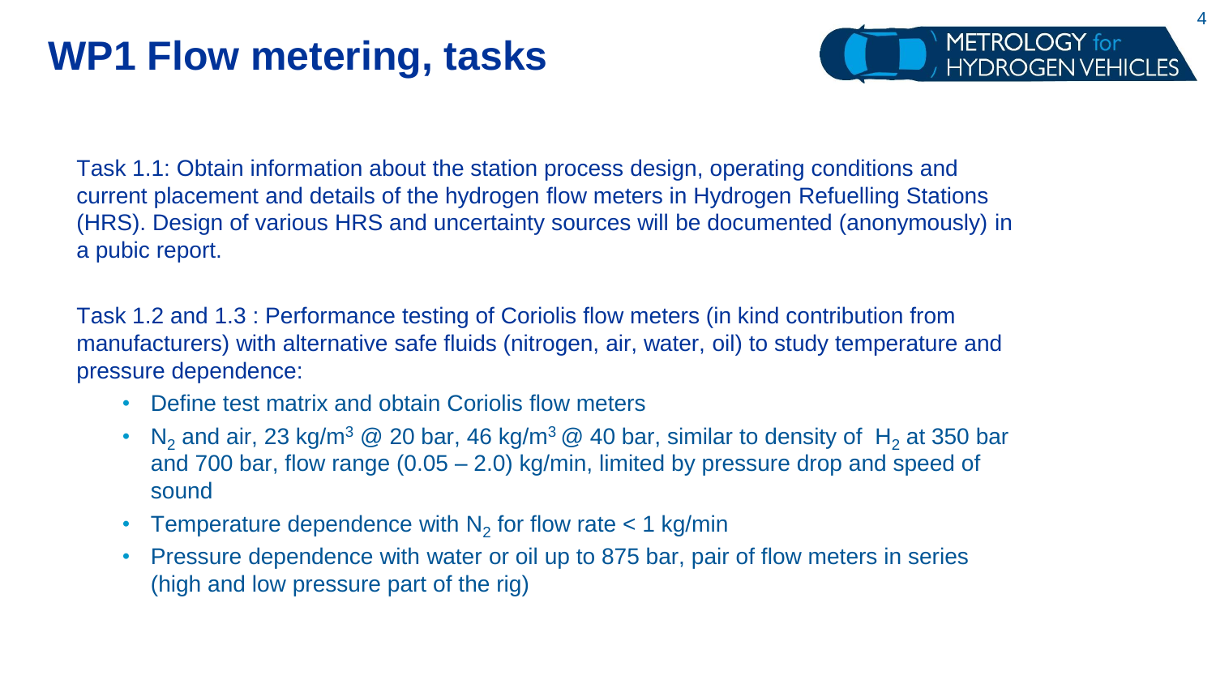# WP1 Flow metering, tasks

Task 1.1: Obtain information about the station process design, operating conditions and current placement and details of the hydrogen flow meters in Hydrogen Refuelling Stations (HRS). Design of various HRS and uncertainty sources will be documented (anonymously) in a pubic report.

Task 1.2 and 1.3 : Performance testing of Coriolis flow meters (in kind contribution from manufacturers) with alternative safe fluids (nitrogen, air, water, oil) to study temperature and pressure dependence:

- Define test matrix and obtain Coriolis flow meters
- $N_2$ and air, 23 kg/m$^3$ @ 20 bar, 46 kg/m$^3$ @ 40 bar, similar to density of $H_2$ at 350 bar and 700 bar, flow range (0.05 – 2.0) kg/min, limited by pressure drop and speed of sound
- Temperature dependence with $N_2$ for flow rate < 1 kg/min
- Pressure dependence with water or oil up to 875 bar, pair of flow meters in series (high and low pressure part of the rig)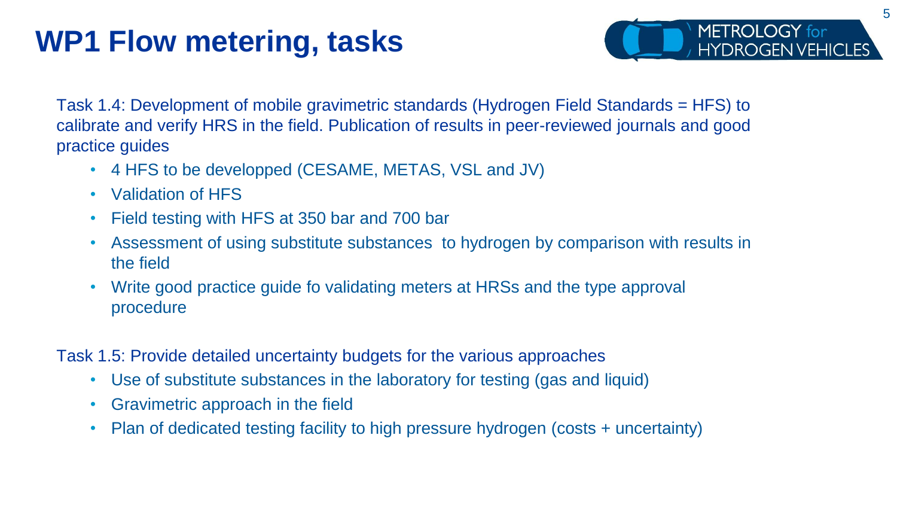# WP1 Flow metering, tasks

Task 1.4: Development of mobile gravimetric standards (Hydrogen Field Standards = HFS) to calibrate and verify HRS in the field. Publication of results in peer-reviewed journals and good practice guides

- 4 HFS to be developped (CESAME, METAS, VSL and JV)
- Validation of HFS
- Field testing with HFS at 350 bar and 700 bar
- Assessment of using substitute substances to hydrogen by comparison with results in the field
- Write good practice guide fo validating meters at HRSs and the type approval procedure

Task 1.5: Provide detailed uncertainty budgets for the various approaches

- Use of substitute substances in the laboratory for testing (gas and liquid)
- Gravimetric approach in the field
- Plan of dedicated testing facility to high pressure hydrogen (costs + uncertainty)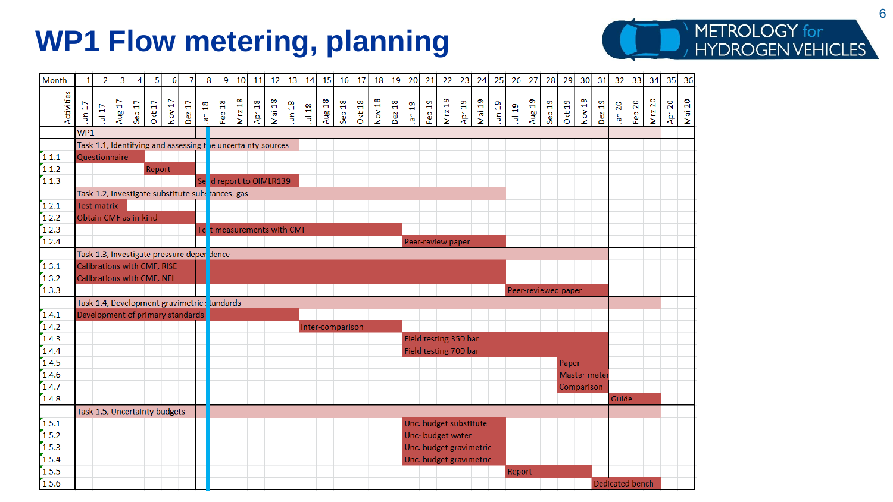# WP1 Flow metering, planning

| Activities | Month 1–36 (Jun 17 – Mai 20) | Period |
|---|---|---|
| WP1 | | Jun 17 – Mar 20 |
| | Task 1.1, Identifying and assessing the uncertainty sources | Jun 17 – Jun 18 |
| 1.1.1 | Questionnaire | Jun 17 – Sep 17 |
| 1.1.2 | Report | Okt 17 – Dez 17 |
| 1.1.3 | Send report to OIMLR139 | Jan 18 – Jun 18 |
| | Task 1.2, Investigate substitute substances, gas | Jun 17 – Jun 19 |
| 1.2.1 | Test matrix | Jun 17 – Aug 17 |
| 1.2.2 | Obtain CMF as in-kind | Jun 17 – Dez 17 |
| 1.2.3 | Test measurements with CMF | Jan 18 – Dez 18 |
| 1.2.4 | Peer-review paper | Jan 19 – Jun 19 |
| | Task 1.3, Investigate pressure dependence | Jun 17 – Dez 19 |
| 1.3.1 | Calibrations with CMF, RISE | Jun 17 – Jun 19 |
| 1.3.2 | Calibrations with CMF, NEL | Jun 17 – Jun 19 |
| 1.3.3 | Peer-reviewed paper | Jul 19 – Dez 19 |
| | Task 1.4, Development gravimetric standards | Jun 17 – Mrz 20 |
| 1.4.1 | Development of primary standards | Jun 17 – Jun 18 |
| 1.4.2 | Inter-comparison | Jul 18 – Dez 18 |
| 1.4.3 | Field testing 350 bar | Jan 19 – Dez 19 |
| 1.4.4 | Field testing 700 bar | Jan 19 – Dez 19 |
| 1.4.5 | Paper | Sep 19 – Dez 19 |
| 1.4.6 | Master meter | Sep 19 – Dez 19 |
| 1.4.7 | Comparison | Sep 19 – Dez 19 |
| 1.4.8 | Guide | Jan 20 – Mrz 20 |
| | Task 1.5, Uncertainty budgets | Jun 17 – Mrz 20 |
| 1.5.1 | Unc. budget substitute | Jan 19 – Jun 19 |
| 1.5.2 | Unc- budget water | Jan 19 – Jun 19 |
| 1.5.3 | Unc. budget gravimetric | Jan 19 – Jun 19 |
| 1.5.4 | Unc. budget gravimetric | Jan 19 – Jun 19 |
| 1.5.5 | Report | Jul 19 – Nov 19 |
| 1.5.6 | Dedicated bench | Dez 19 – Mrz 20 |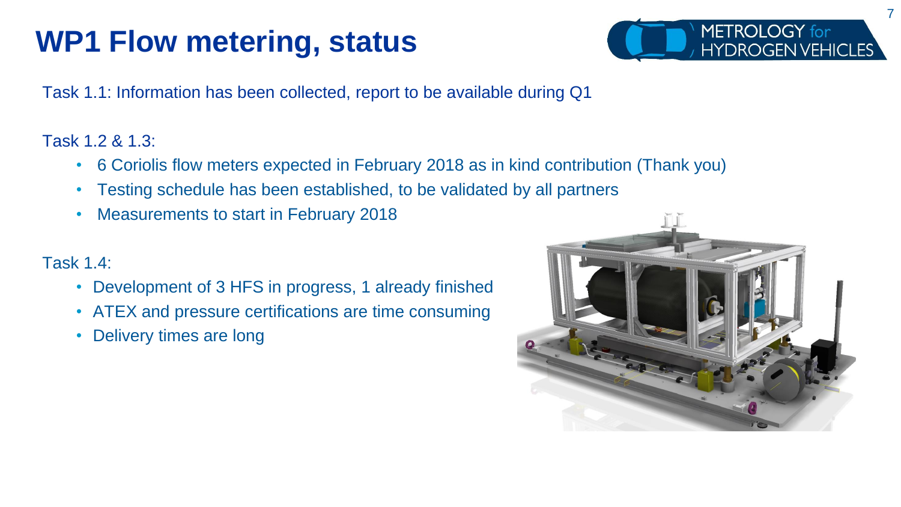# WP1 Flow metering, status

Task 1.1: Information has been collected, report to be available during Q1

Task 1.2 & 1.3:

- 6 Coriolis flow meters expected in February 2018 as in kind contribution (Thank you)
- Testing schedule has been established, to be validated by all partners
- Measurements to start in February 2018

Task 1.4:

- Development of 3 HFS in progress, 1 already finished
- ATEX and pressure certifications are time consuming
- Delivery times are long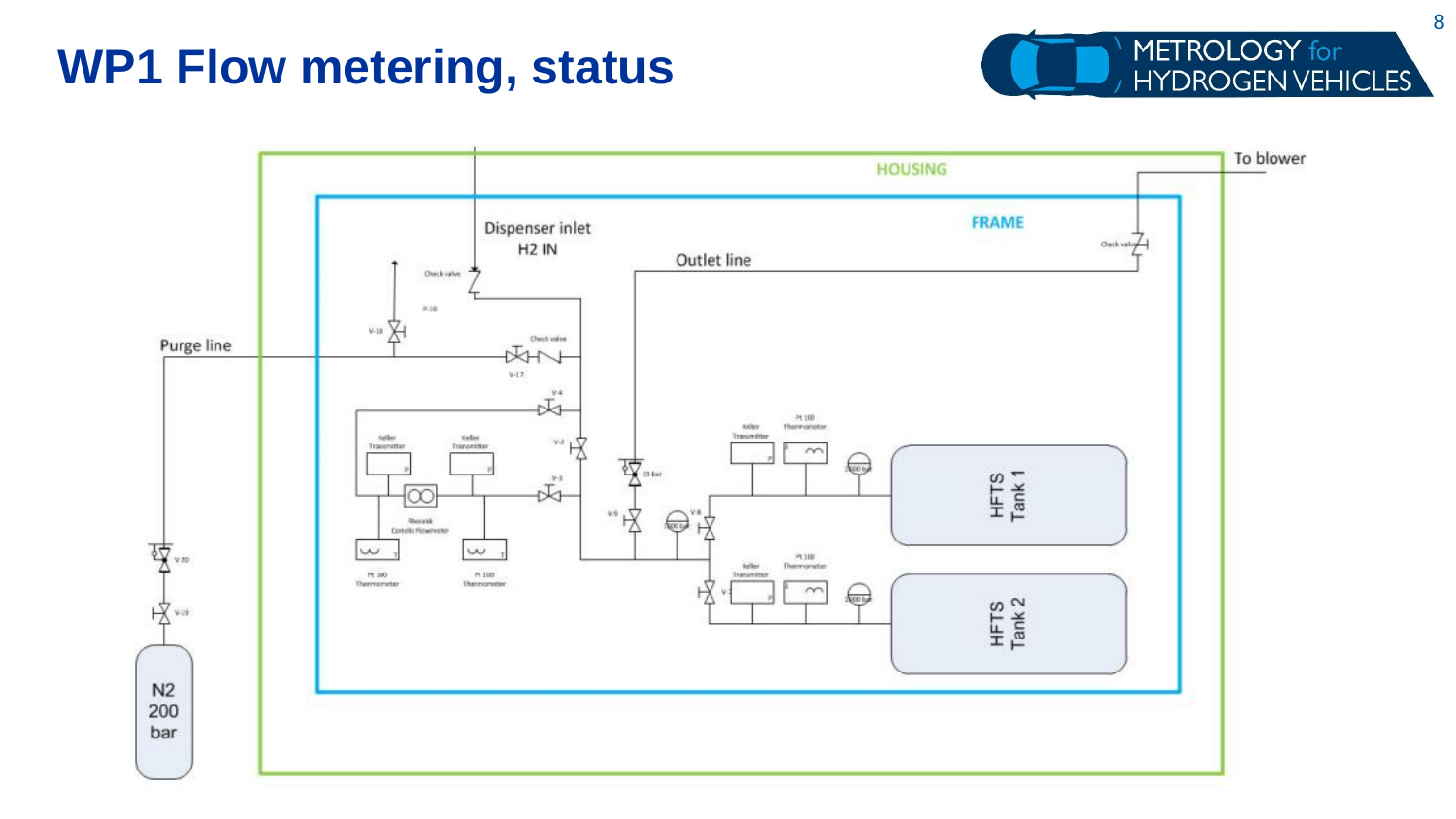# WP1 Flow metering, status

HOUSING

FRAME

To blower

Dispenser inlet
H2 IN

Outlet line

Purge line

Check valve

P-18

V-18

Check valve

V-17

V-4

V-2

V-3

Keller Transmitter

Keller Transmitter

Rheonik Coriolis Flowmeter

Pt 100 Thermometer

Pt 100 Thermometer

10 bar

V-5

V-8

V-7

Keller Transmitter

Pt 100 Thermometer

Keller Transmitter

Pt 100 Thermometer

HFTS Tank 1

HFTS Tank 2

V-20

V-19

N2
200
bar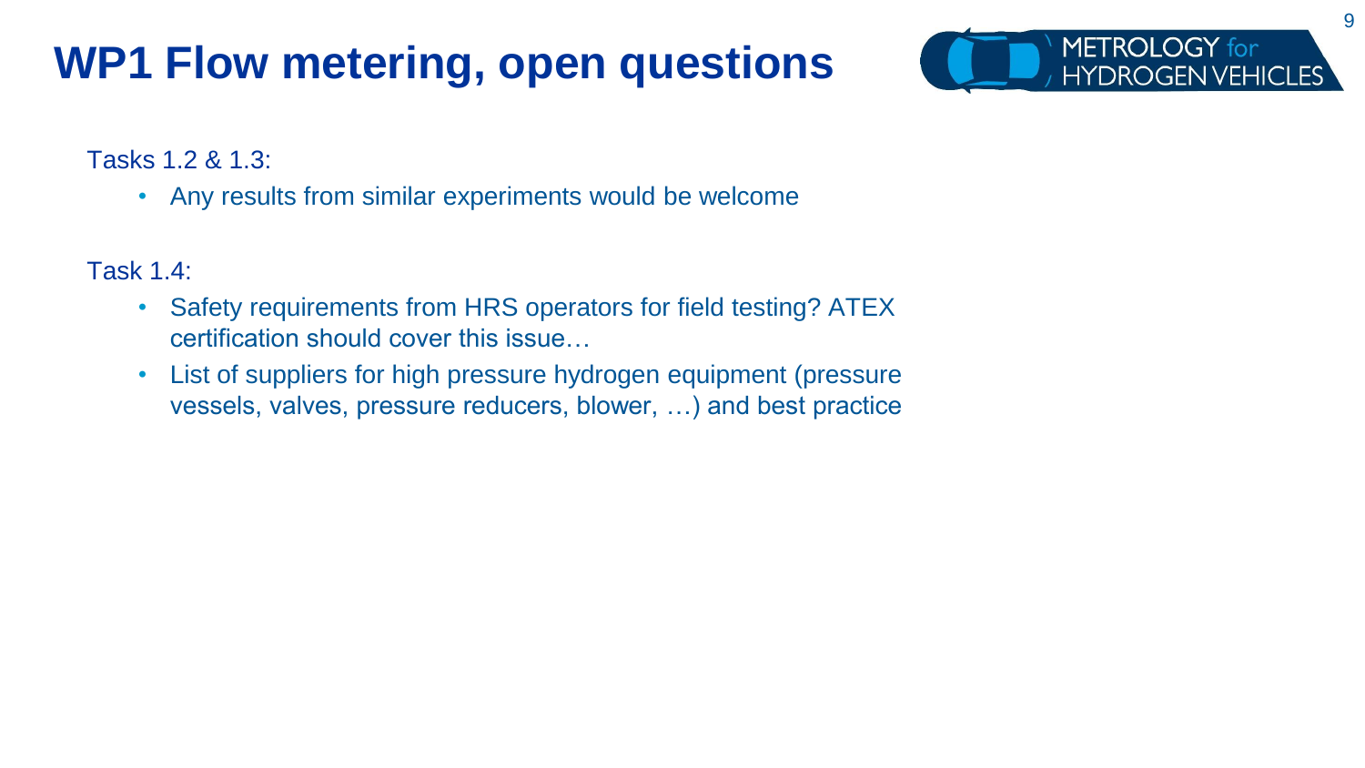# WP1 Flow metering, open questions

Tasks 1.2 & 1.3:

- Any results from similar experiments would be welcome

Task 1.4:

- Safety requirements from HRS operators for field testing? ATEX certification should cover this issue…
- List of suppliers for high pressure hydrogen equipment (pressure vessels, valves, pressure reducers, blower, …) and best practice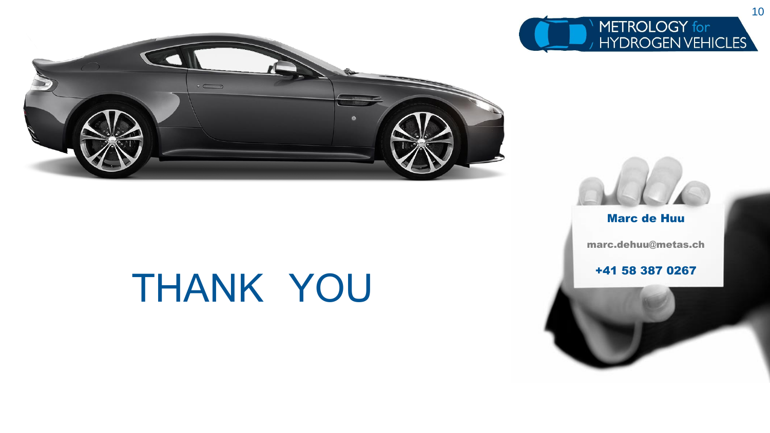METROLOGY for HYDROGEN VEHICLES

# THANK YOU

**Marc de Huu**

marc.dehuu@metas.ch

+41 58 387 0267